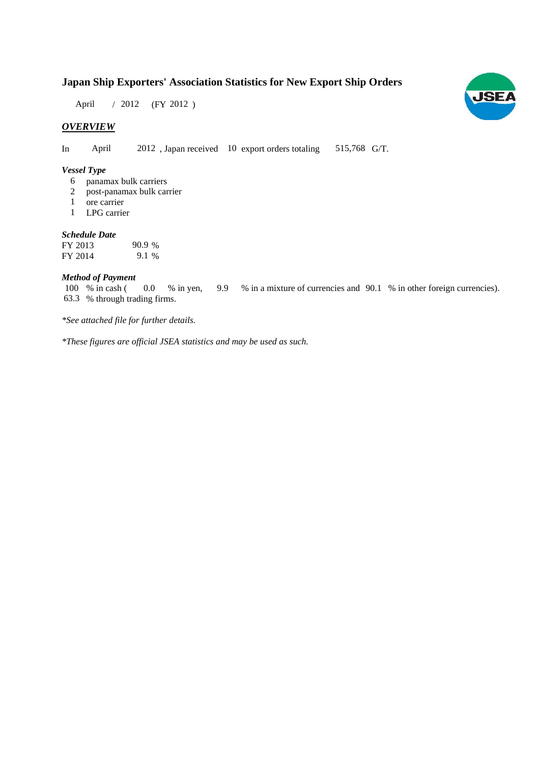# Japan Ship Exporters' Association Statistics for New Export Ship Orders

April / 2012 (FY 2012 )

## *OVERVIEW*

In April 2012 , Japan received 10 export orders totaling 515,768 G/T.

### *Vessel Type*

6 panamax bulk carriers
2 post-panamax bulk carrier
1 ore carrier
1 LPG carrier

### *Schedule Date*

| | |
|---|---|
| FY 2013 | 90.9 % |
| FY 2014 | 9.1 % |

### *Method of Payment*

100 % in cash ( 0.0 % in yen, 9.9 % in a mixture of currencies and 90.1 % in other foreign currencies).
63.3 % through trading firms.

*\*See attached file for further details.*

*\*These figures are official JSEA statistics and may be used as such.*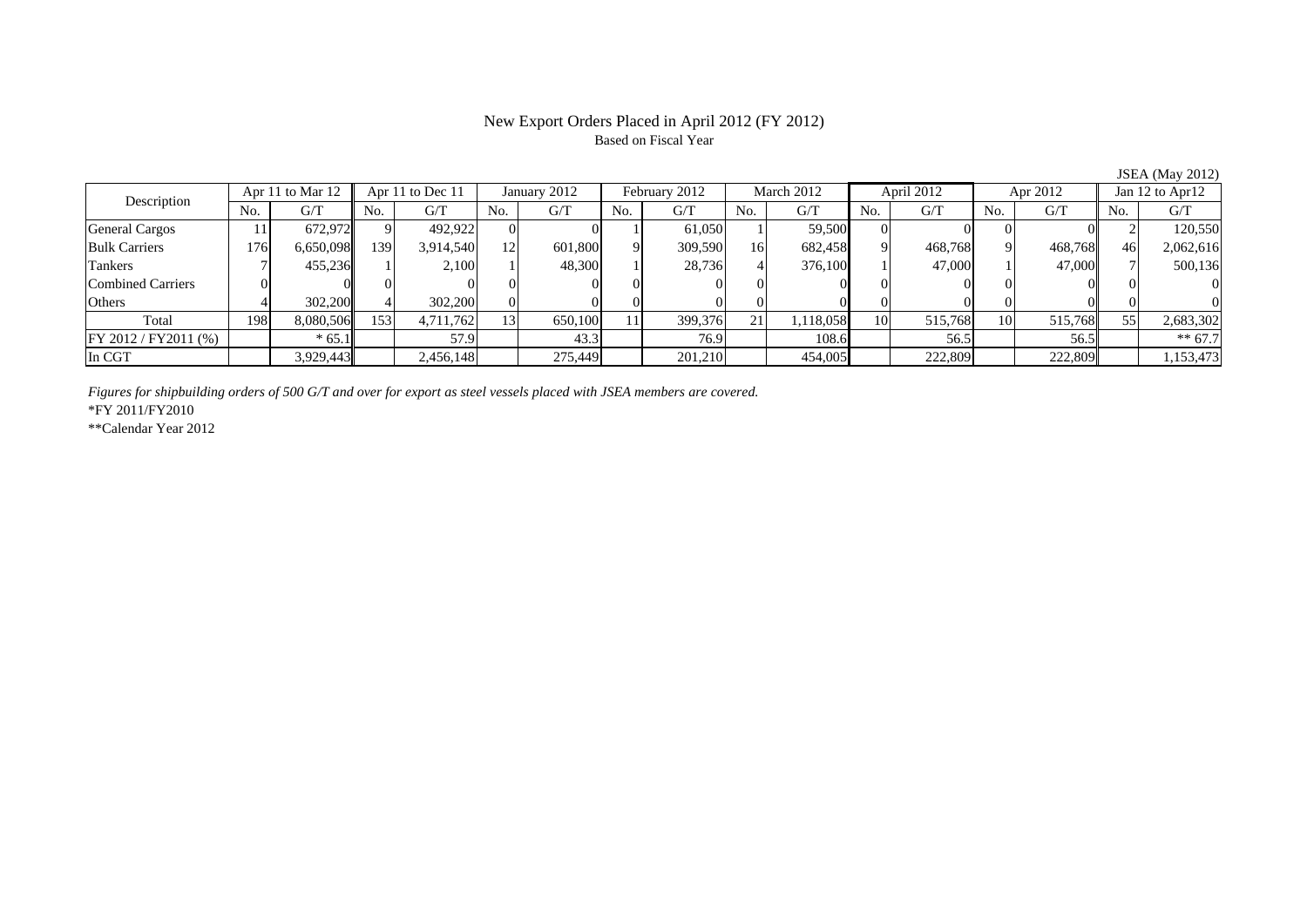# New Export Orders Placed in April 2012 (FY 2012)

Based on Fiscal Year

JSEA (May 2012)

| Description | Apr 11 to Mar 12 | | Apr 11 to Dec 11 | | January 2012 | | February 2012 | | March 2012 | | April 2012 | | Apr 2012 | | Jan 12 to Apr12 | |
|---|---|---|---|---|---|---|---|---|---|---|---|---|---|---|---|---|
| | No. | G/T | No. | G/T | No. | G/T | No. | G/T | No. | G/T | No. | G/T | No. | G/T | No. | G/T |
| General Cargos | 11 | 672,972 | 9 | 492,922 | 0 | 0 | 1 | 61,050 | 1 | 59,500 | 0 | 0 | 0 | 0 | 2 | 120,550 |
| Bulk Carriers | 176 | 6,650,098 | 139 | 3,914,540 | 12 | 601,800 | 9 | 309,590 | 16 | 682,458 | 9 | 468,768 | 9 | 468,768 | 46 | 2,062,616 |
| Tankers | 7 | 455,236 | 1 | 2,100 | 1 | 48,300 | 1 | 28,736 | 4 | 376,100 | 1 | 47,000 | 1 | 47,000 | 7 | 500,136 |
| Combined Carriers | 0 | 0 | 0 | 0 | 0 | 0 | 0 | 0 | 0 | 0 | 0 | 0 | 0 | 0 | 0 | 0 |
| Others | 4 | 302,200 | 4 | 302,200 | 0 | 0 | 0 | 0 | 0 | 0 | 0 | 0 | 0 | 0 | 0 | 0 |
| Total | 198 | 8,080,506 | 153 | 4,711,762 | 13 | 650,100 | 11 | 399,376 | 21 | 1,118,058 | 10 | 515,768 | 10 | 515,768 | 55 | 2,683,302 |
| FY 2012 / FY2011 (%) | | * 65.1 | | 57.9 | | 43.3 | | 76.9 | | 108.6 | | 56.5 | | 56.5 | | ** 67.7 |
| In CGT | | 3,929,443 | | 2,456,148 | | 275,449 | | 201,210 | | 454,005 | | 222,809 | | 222,809 | | 1,153,473 |

*Figures for shipbuilding orders of 500 G/T and over for export as steel vessels placed with JSEA members are covered.*

*FY 2011/FY2010

**Calendar Year 2012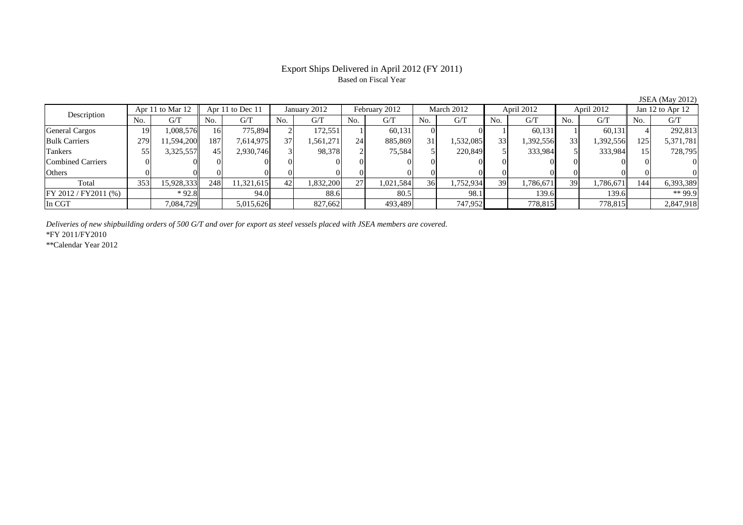# Export Ships Delivered in April 2012 (FY 2011)

Based on Fiscal Year

JSEA (May 2012)

| Description | Apr 11 to Mar 12 | | Apr 11 to Dec 11 | | January 2012 | | February 2012 | | March 2012 | | April 2012 | | April 2012 | | Jan 12 to Apr 12 | |
|---|---|---|---|---|---|---|---|---|---|---|---|---|---|---|---|---|
| | No. | G/T | No. | G/T | No. | G/T | No. | G/T | No. | G/T | No. | G/T | No. | G/T | No. | G/T |
| General Cargos | 19 | 1,008,576 | 16 | 775,894 | 2 | 172,551 | 1 | 60,131 | 0 | 0 | 1 | 60,131 | 1 | 60,131 | 4 | 292,813 |
| Bulk Carriers | 279 | 11,594,200 | 187 | 7,614,975 | 37 | 1,561,271 | 24 | 885,869 | 31 | 1,532,085 | 33 | 1,392,556 | 33 | 1,392,556 | 125 | 5,371,781 |
| Tankers | 55 | 3,325,557 | 45 | 2,930,746 | 3 | 98,378 | 2 | 75,584 | 5 | 220,849 | 5 | 333,984 | 5 | 333,984 | 15 | 728,795 |
| Combined Carriers | 0 | 0 | 0 | 0 | 0 | 0 | 0 | 0 | 0 | 0 | 0 | 0 | 0 | 0 | 0 | 0 |
| Others | 0 | 0 | 0 | 0 | 0 | 0 | 0 | 0 | 0 | 0 | 0 | 0 | 0 | 0 | 0 | 0 |
| Total | 353 | 15,928,333 | 248 | 11,321,615 | 42 | 1,832,200 | 27 | 1,021,584 | 36 | 1,752,934 | 39 | 1,786,671 | 39 | 1,786,671 | 144 | 6,393,389 |
| FY 2012 / FY2011 (%) | | * 92.8 | | 94.0 | | 88.6 | | 80.5 | | 98.1 | | 139.6 | | 139.6 | | ** 99.9 |
| In CGT | | 7,084,729 | | 5,015,626 | | 827,662 | | 493,489 | | 747,952 | | 778,815 | | 778,815 | | 2,847,918 |

*Deliveries of new shipbuilding orders of 500 G/T and over for export as steel vessels placed with JSEA members are covered.*

*FY 2011/FY2010

**Calendar Year 2012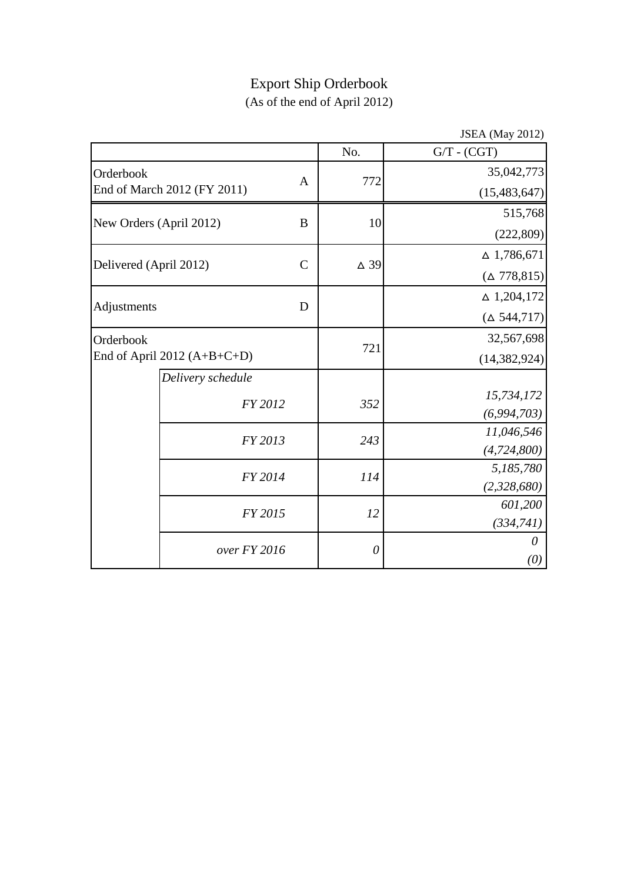# Export Ship Orderbook
(As of the end of April 2012)

JSEA (May 2012)

| | | | No. | G/T - (CGT) |
|---|---|---|---|---|
| Orderbook<br>End of March 2012 (FY 2011) | | A | 772 | 35,042,773<br>(15,483,647) |
| New Orders (April 2012) | | B | 10 | 515,768<br>(222,809) |
| Delivered (April 2012) | | C | △ 39 | △ 1,786,671<br>(△ 778,815) |
| Adjustments | | D | | △ 1,204,172<br>(△ 544,717) |
| Orderbook<br>End of April 2012 (A+B+C+D) | | | 721 | 32,567,698<br>(14,382,924) |
| | *Delivery schedule* | | | |
| | *FY 2012* | | *352* | *15,734,172*<br>*(6,994,703)* |
| | *FY 2013* | | *243* | *11,046,546*<br>*(4,724,800)* |
| | *FY 2014* | | *114* | *5,185,780*<br>*(2,328,680)* |
| | *FY 2015* | | *12* | *601,200*<br>*(334,741)* |
| | *over FY 2016* | | *0* | *0*<br>*(0)* |